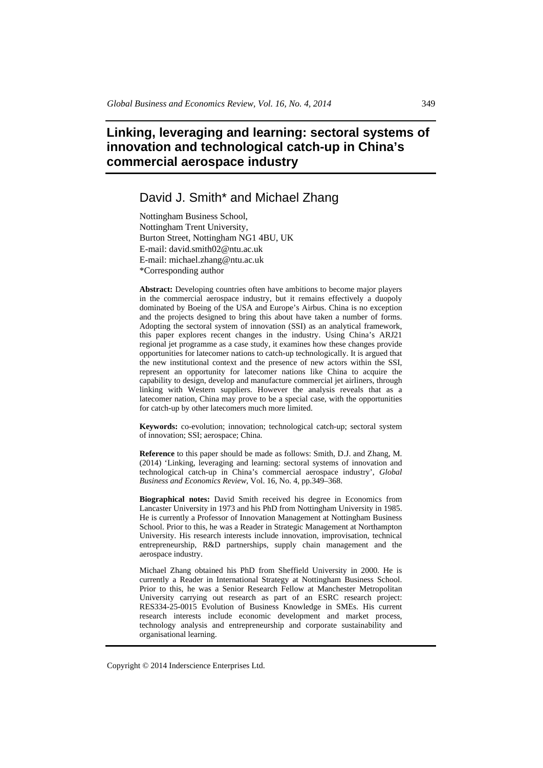# Linking, leveraging and learning: sectoral systems of innovation and technological catch-up in China's commercial aerospace industry

## David J. Smith* and Michael Zhang

Nottingham Business School,
Nottingham Trent University,
Burton Street, Nottingham NG1 4BU, UK
E-mail: david.smith02@ntu.ac.uk
E-mail: michael.zhang@ntu.ac.uk
*Corresponding author

**Abstract:** Developing countries often have ambitions to become major players in the commercial aerospace industry, but it remains effectively a duopoly dominated by Boeing of the USA and Europe's Airbus. China is no exception and the projects designed to bring this about have taken a number of forms. Adopting the sectoral system of innovation (SSI) as an analytical framework, this paper explores recent changes in the industry. Using China's ARJ21 regional jet programme as a case study, it examines how these changes provide opportunities for latecomer nations to catch-up technologically. It is argued that the new institutional context and the presence of new actors within the SSI, represent an opportunity for latecomer nations like China to acquire the capability to design, develop and manufacture commercial jet airliners, through linking with Western suppliers. However the analysis reveals that as a latecomer nation, China may prove to be a special case, with the opportunities for catch-up by other latecomers much more limited.

**Keywords:** co-evolution; innovation; technological catch-up; sectoral system of innovation; SSI; aerospace; China.

**Reference** to this paper should be made as follows: Smith, D.J. and Zhang, M. (2014) 'Linking, leveraging and learning: sectoral systems of innovation and technological catch-up in China's commercial aerospace industry', *Global Business and Economics Review*, Vol. 16, No. 4, pp.349–368.

**Biographical notes:** David Smith received his degree in Economics from Lancaster University in 1973 and his PhD from Nottingham University in 1985. He is currently a Professor of Innovation Management at Nottingham Business School. Prior to this, he was a Reader in Strategic Management at Northampton University. His research interests include innovation, improvisation, technical entrepreneurship, R&D partnerships, supply chain management and the aerospace industry.

Michael Zhang obtained his PhD from Sheffield University in 2000. He is currently a Reader in International Strategy at Nottingham Business School. Prior to this, he was a Senior Research Fellow at Manchester Metropolitan University carrying out research as part of an ESRC research project: RES334-25-0015 Evolution of Business Knowledge in SMEs. His current research interests include economic development and market process, technology analysis and entrepreneurship and corporate sustainability and organisational learning.

Copyright © 2014 Inderscience Enterprises Ltd.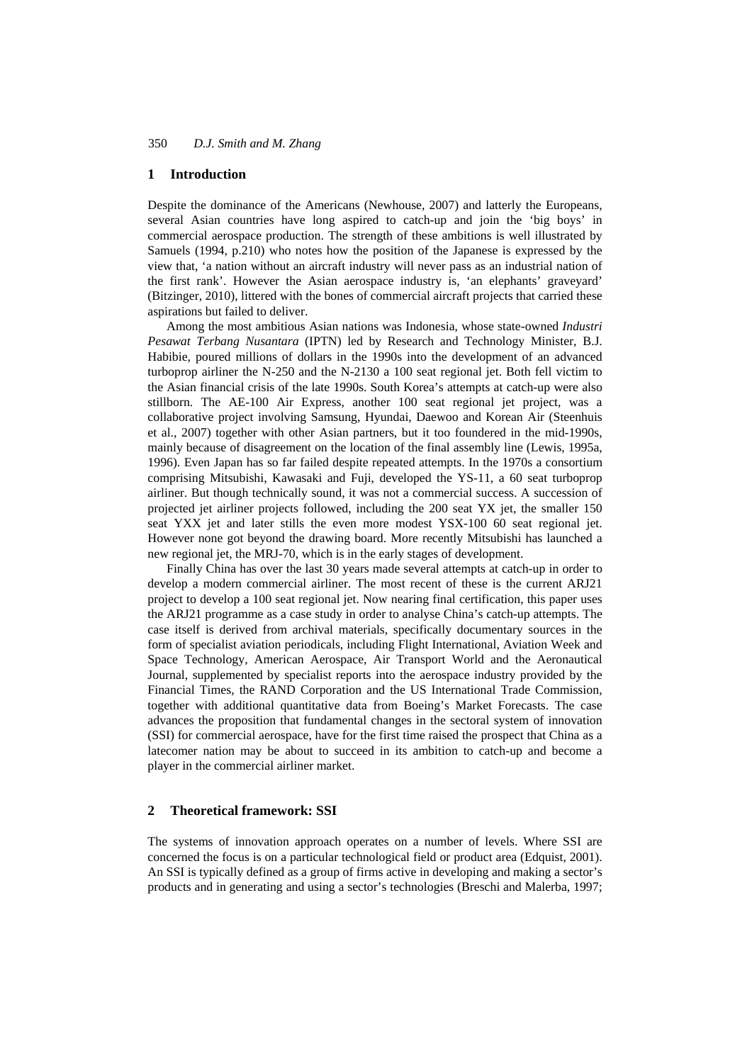## 1 Introduction

Despite the dominance of the Americans (Newhouse, 2007) and latterly the Europeans, several Asian countries have long aspired to catch-up and join the 'big boys' in commercial aerospace production. The strength of these ambitions is well illustrated by Samuels (1994, p.210) who notes how the position of the Japanese is expressed by the view that, 'a nation without an aircraft industry will never pass as an industrial nation of the first rank'. However the Asian aerospace industry is, 'an elephants' graveyard' (Bitzinger, 2010), littered with the bones of commercial aircraft projects that carried these aspirations but failed to deliver.

Among the most ambitious Asian nations was Indonesia, whose state-owned *Industri Pesawat Terbang Nusantara* (IPTN) led by Research and Technology Minister, B.J. Habibie, poured millions of dollars in the 1990s into the development of an advanced turboprop airliner the N-250 and the N-2130 a 100 seat regional jet. Both fell victim to the Asian financial crisis of the late 1990s. South Korea's attempts at catch-up were also stillborn. The AE-100 Air Express, another 100 seat regional jet project, was a collaborative project involving Samsung, Hyundai, Daewoo and Korean Air (Steenhuis et al., 2007) together with other Asian partners, but it too foundered in the mid-1990s, mainly because of disagreement on the location of the final assembly line (Lewis, 1995a, 1996). Even Japan has so far failed despite repeated attempts. In the 1970s a consortium comprising Mitsubishi, Kawasaki and Fuji, developed the YS-11, a 60 seat turboprop airliner. But though technically sound, it was not a commercial success. A succession of projected jet airliner projects followed, including the 200 seat YX jet, the smaller 150 seat YXX jet and later stills the even more modest YSX-100 60 seat regional jet. However none got beyond the drawing board. More recently Mitsubishi has launched a new regional jet, the MRJ-70, which is in the early stages of development.

Finally China has over the last 30 years made several attempts at catch-up in order to develop a modern commercial airliner. The most recent of these is the current ARJ21 project to develop a 100 seat regional jet. Now nearing final certification, this paper uses the ARJ21 programme as a case study in order to analyse China's catch-up attempts. The case itself is derived from archival materials, specifically documentary sources in the form of specialist aviation periodicals, including Flight International, Aviation Week and Space Technology, American Aerospace, Air Transport World and the Aeronautical Journal, supplemented by specialist reports into the aerospace industry provided by the Financial Times, the RAND Corporation and the US International Trade Commission, together with additional quantitative data from Boeing's Market Forecasts. The case advances the proposition that fundamental changes in the sectoral system of innovation (SSI) for commercial aerospace, have for the first time raised the prospect that China as a latecomer nation may be about to succeed in its ambition to catch-up and become a player in the commercial airliner market.

## 2 Theoretical framework: SSI

The systems of innovation approach operates on a number of levels. Where SSI are concerned the focus is on a particular technological field or product area (Edquist, 2001). An SSI is typically defined as a group of firms active in developing and making a sector's products and in generating and using a sector's technologies (Breschi and Malerba, 1997;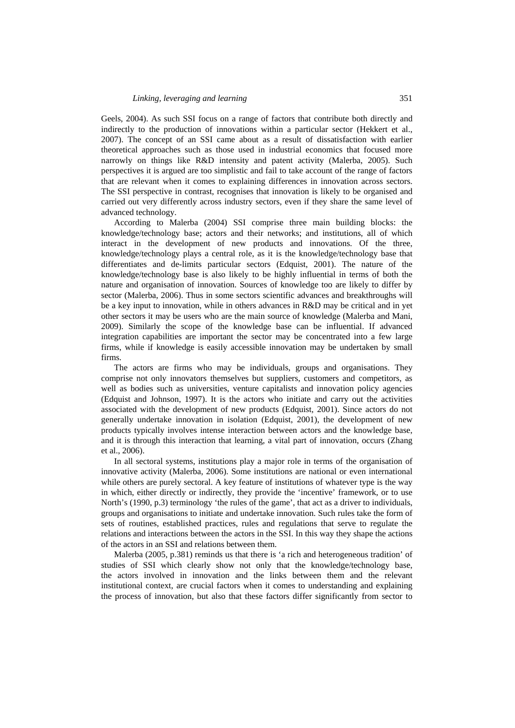Geels, 2004). As such SSI focus on a range of factors that contribute both directly and indirectly to the production of innovations within a particular sector (Hekkert et al., 2007). The concept of an SSI came about as a result of dissatisfaction with earlier theoretical approaches such as those used in industrial economics that focused more narrowly on things like R&D intensity and patent activity (Malerba, 2005). Such perspectives it is argued are too simplistic and fail to take account of the range of factors that are relevant when it comes to explaining differences in innovation across sectors. The SSI perspective in contrast, recognises that innovation is likely to be organised and carried out very differently across industry sectors, even if they share the same level of advanced technology.

According to Malerba (2004) SSI comprise three main building blocks: the knowledge/technology base; actors and their networks; and institutions, all of which interact in the development of new products and innovations. Of the three, knowledge/technology plays a central role, as it is the knowledge/technology base that differentiates and de-limits particular sectors (Edquist, 2001). The nature of the knowledge/technology base is also likely to be highly influential in terms of both the nature and organisation of innovation. Sources of knowledge too are likely to differ by sector (Malerba, 2006). Thus in some sectors scientific advances and breakthroughs will be a key input to innovation, while in others advances in R&D may be critical and in yet other sectors it may be users who are the main source of knowledge (Malerba and Mani, 2009). Similarly the scope of the knowledge base can be influential. If advanced integration capabilities are important the sector may be concentrated into a few large firms, while if knowledge is easily accessible innovation may be undertaken by small firms.

The actors are firms who may be individuals, groups and organisations. They comprise not only innovators themselves but suppliers, customers and competitors, as well as bodies such as universities, venture capitalists and innovation policy agencies (Edquist and Johnson, 1997). It is the actors who initiate and carry out the activities associated with the development of new products (Edquist, 2001). Since actors do not generally undertake innovation in isolation (Edquist, 2001), the development of new products typically involves intense interaction between actors and the knowledge base, and it is through this interaction that learning, a vital part of innovation, occurs (Zhang et al., 2006).

In all sectoral systems, institutions play a major role in terms of the organisation of innovative activity (Malerba, 2006). Some institutions are national or even international while others are purely sectoral. A key feature of institutions of whatever type is the way in which, either directly or indirectly, they provide the 'incentive' framework, or to use North's (1990, p.3) terminology 'the rules of the game', that act as a driver to individuals, groups and organisations to initiate and undertake innovation. Such rules take the form of sets of routines, established practices, rules and regulations that serve to regulate the relations and interactions between the actors in the SSI. In this way they shape the actions of the actors in an SSI and relations between them.

Malerba (2005, p.381) reminds us that there is 'a rich and heterogeneous tradition' of studies of SSI which clearly show not only that the knowledge/technology base, the actors involved in innovation and the links between them and the relevant institutional context, are crucial factors when it comes to understanding and explaining the process of innovation, but also that these factors differ significantly from sector to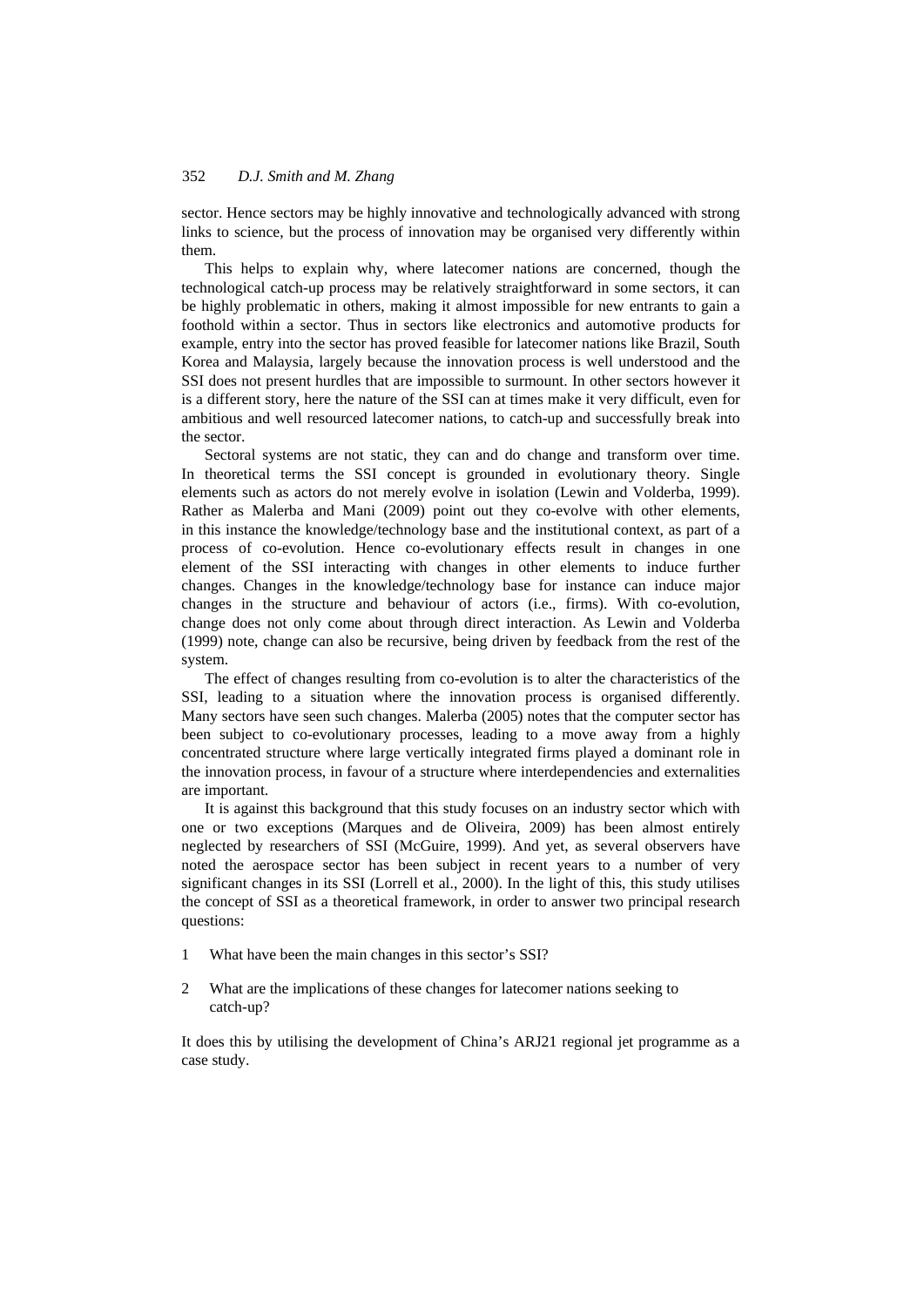sector. Hence sectors may be highly innovative and technologically advanced with strong links to science, but the process of innovation may be organised very differently within them.

This helps to explain why, where latecomer nations are concerned, though the technological catch-up process may be relatively straightforward in some sectors, it can be highly problematic in others, making it almost impossible for new entrants to gain a foothold within a sector. Thus in sectors like electronics and automotive products for example, entry into the sector has proved feasible for latecomer nations like Brazil, South Korea and Malaysia, largely because the innovation process is well understood and the SSI does not present hurdles that are impossible to surmount. In other sectors however it is a different story, here the nature of the SSI can at times make it very difficult, even for ambitious and well resourced latecomer nations, to catch-up and successfully break into the sector.

Sectoral systems are not static, they can and do change and transform over time. In theoretical terms the SSI concept is grounded in evolutionary theory. Single elements such as actors do not merely evolve in isolation (Lewin and Volderba, 1999). Rather as Malerba and Mani (2009) point out they co-evolve with other elements, in this instance the knowledge/technology base and the institutional context, as part of a process of co-evolution. Hence co-evolutionary effects result in changes in one element of the SSI interacting with changes in other elements to induce further changes. Changes in the knowledge/technology base for instance can induce major changes in the structure and behaviour of actors (i.e., firms). With co-evolution, change does not only come about through direct interaction. As Lewin and Volderba (1999) note, change can also be recursive, being driven by feedback from the rest of the system.

The effect of changes resulting from co-evolution is to alter the characteristics of the SSI, leading to a situation where the innovation process is organised differently. Many sectors have seen such changes. Malerba (2005) notes that the computer sector has been subject to co-evolutionary processes, leading to a move away from a highly concentrated structure where large vertically integrated firms played a dominant role in the innovation process, in favour of a structure where interdependencies and externalities are important.

It is against this background that this study focuses on an industry sector which with one or two exceptions (Marques and de Oliveira, 2009) has been almost entirely neglected by researchers of SSI (McGuire, 1999). And yet, as several observers have noted the aerospace sector has been subject in recent years to a number of very significant changes in its SSI (Lorrell et al., 2000). In the light of this, this study utilises the concept of SSI as a theoretical framework, in order to answer two principal research questions:

1. What have been the main changes in this sector's SSI?
2. What are the implications of these changes for latecomer nations seeking to catch-up?

It does this by utilising the development of China's ARJ21 regional jet programme as a case study.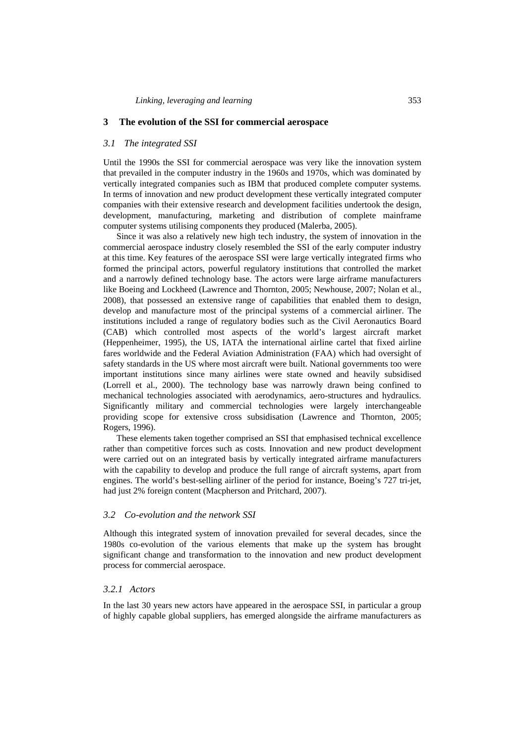## 3 The evolution of the SSI for commercial aerospace

### *3.1 The integrated SSI*

Until the 1990s the SSI for commercial aerospace was very like the innovation system that prevailed in the computer industry in the 1960s and 1970s, which was dominated by vertically integrated companies such as IBM that produced complete computer systems. In terms of innovation and new product development these vertically integrated computer companies with their extensive research and development facilities undertook the design, development, manufacturing, marketing and distribution of complete mainframe computer systems utilising components they produced (Malerba, 2005).

Since it was also a relatively new high tech industry, the system of innovation in the commercial aerospace industry closely resembled the SSI of the early computer industry at this time. Key features of the aerospace SSI were large vertically integrated firms who formed the principal actors, powerful regulatory institutions that controlled the market and a narrowly defined technology base. The actors were large airframe manufacturers like Boeing and Lockheed (Lawrence and Thornton, 2005; Newhouse, 2007; Nolan et al., 2008), that possessed an extensive range of capabilities that enabled them to design, develop and manufacture most of the principal systems of a commercial airliner. The institutions included a range of regulatory bodies such as the Civil Aeronautics Board (CAB) which controlled most aspects of the world's largest aircraft market (Heppenheimer, 1995), the US, IATA the international airline cartel that fixed airline fares worldwide and the Federal Aviation Administration (FAA) which had oversight of safety standards in the US where most aircraft were built. National governments too were important institutions since many airlines were state owned and heavily subsidised (Lorrell et al., 2000). The technology base was narrowly drawn being confined to mechanical technologies associated with aerodynamics, aero-structures and hydraulics. Significantly military and commercial technologies were largely interchangeable providing scope for extensive cross subsidisation (Lawrence and Thornton, 2005; Rogers, 1996).

These elements taken together comprised an SSI that emphasised technical excellence rather than competitive forces such as costs. Innovation and new product development were carried out on an integrated basis by vertically integrated airframe manufacturers with the capability to develop and produce the full range of aircraft systems, apart from engines. The world's best-selling airliner of the period for instance, Boeing's 727 tri-jet, had just 2% foreign content (Macpherson and Pritchard, 2007).

### *3.2 Co-evolution and the network SSI*

Although this integrated system of innovation prevailed for several decades, since the 1980s co-evolution of the various elements that make up the system has brought significant change and transformation to the innovation and new product development process for commercial aerospace.

#### *3.2.1 Actors*

In the last 30 years new actors have appeared in the aerospace SSI, in particular a group of highly capable global suppliers, has emerged alongside the airframe manufacturers as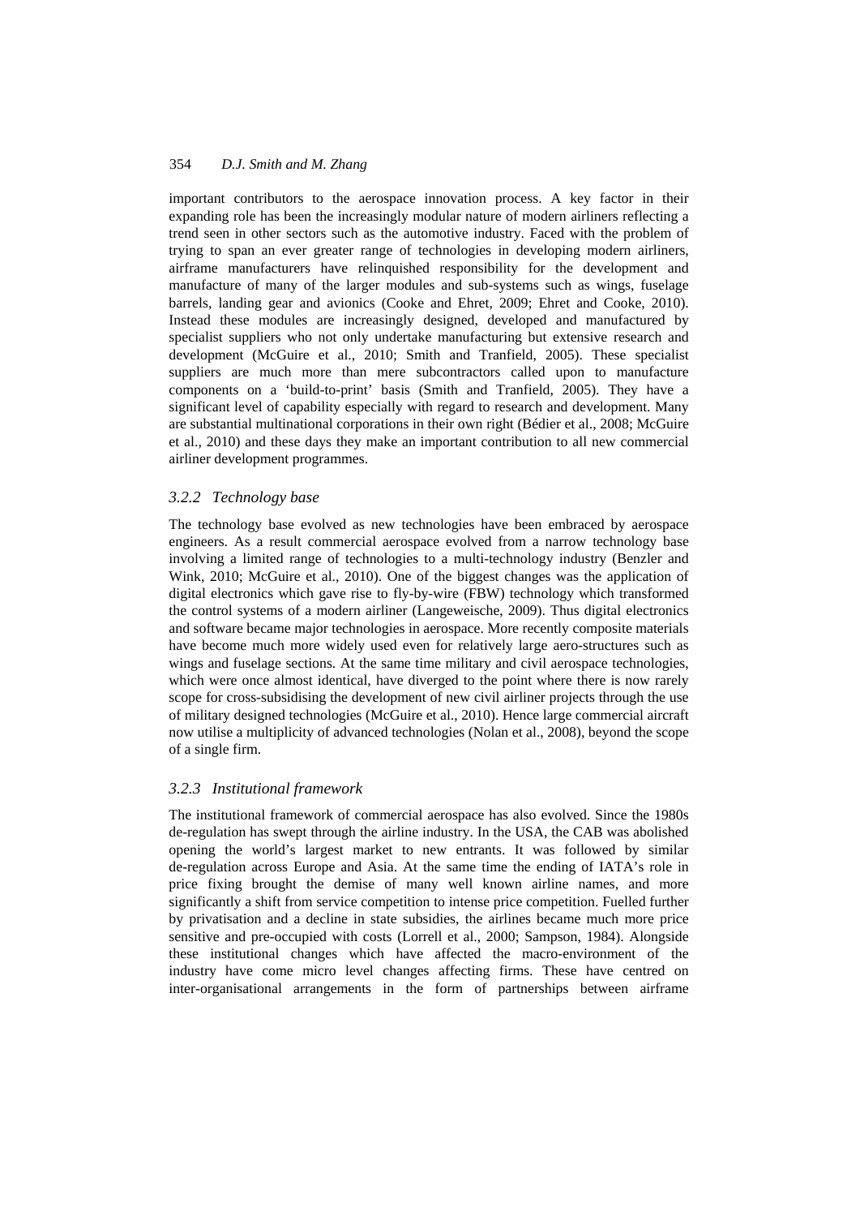important contributors to the aerospace innovation process. A key factor in their expanding role has been the increasingly modular nature of modern airliners reflecting a trend seen in other sectors such as the automotive industry. Faced with the problem of trying to span an ever greater range of technologies in developing modern airliners, airframe manufacturers have relinquished responsibility for the development and manufacture of many of the larger modules and sub-systems such as wings, fuselage barrels, landing gear and avionics (Cooke and Ehret, 2009; Ehret and Cooke, 2010). Instead these modules are increasingly designed, developed and manufactured by specialist suppliers who not only undertake manufacturing but extensive research and development (McGuire et al., 2010; Smith and Tranfield, 2005). These specialist suppliers are much more than mere subcontractors called upon to manufacture components on a 'build-to-print' basis (Smith and Tranfield, 2005). They have a significant level of capability especially with regard to research and development. Many are substantial multinational corporations in their own right (Bédier et al., 2008; McGuire et al., 2010) and these days they make an important contribution to all new commercial airliner development programmes.

### *3.2.2 Technology base*

The technology base evolved as new technologies have been embraced by aerospace engineers. As a result commercial aerospace evolved from a narrow technology base involving a limited range of technologies to a multi-technology industry (Benzler and Wink, 2010; McGuire et al., 2010). One of the biggest changes was the application of digital electronics which gave rise to fly-by-wire (FBW) technology which transformed the control systems of a modern airliner (Langeweische, 2009). Thus digital electronics and software became major technologies in aerospace. More recently composite materials have become much more widely used even for relatively large aero-structures such as wings and fuselage sections. At the same time military and civil aerospace technologies, which were once almost identical, have diverged to the point where there is now rarely scope for cross-subsidising the development of new civil airliner projects through the use of military designed technologies (McGuire et al., 2010). Hence large commercial aircraft now utilise a multiplicity of advanced technologies (Nolan et al., 2008), beyond the scope of a single firm.

### *3.2.3 Institutional framework*

The institutional framework of commercial aerospace has also evolved. Since the 1980s de-regulation has swept through the airline industry. In the USA, the CAB was abolished opening the world's largest market to new entrants. It was followed by similar de-regulation across Europe and Asia. At the same time the ending of IATA's role in price fixing brought the demise of many well known airline names, and more significantly a shift from service competition to intense price competition. Fuelled further by privatisation and a decline in state subsidies, the airlines became much more price sensitive and pre-occupied with costs (Lorrell et al., 2000; Sampson, 1984). Alongside these institutional changes which have affected the macro-environment of the industry have come micro level changes affecting firms. These have centred on inter-organisational arrangements in the form of partnerships between airframe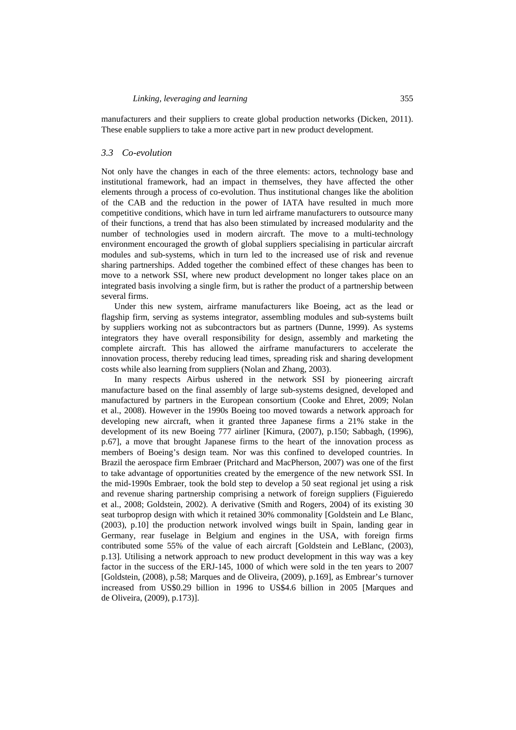manufacturers and their suppliers to create global production networks (Dicken, 2011). These enable suppliers to take a more active part in new product development.

### *3.3 Co-evolution*

Not only have the changes in each of the three elements: actors, technology base and institutional framework, had an impact in themselves, they have affected the other elements through a process of co-evolution. Thus institutional changes like the abolition of the CAB and the reduction in the power of IATA have resulted in much more competitive conditions, which have in turn led airframe manufacturers to outsource many of their functions, a trend that has also been stimulated by increased modularity and the number of technologies used in modern aircraft. The move to a multi-technology environment encouraged the growth of global suppliers specialising in particular aircraft modules and sub-systems, which in turn led to the increased use of risk and revenue sharing partnerships. Added together the combined effect of these changes has been to move to a network SSI, where new product development no longer takes place on an integrated basis involving a single firm, but is rather the product of a partnership between several firms.

Under this new system, airframe manufacturers like Boeing, act as the lead or flagship firm, serving as systems integrator, assembling modules and sub-systems built by suppliers working not as subcontractors but as partners (Dunne, 1999). As systems integrators they have overall responsibility for design, assembly and marketing the complete aircraft. This has allowed the airframe manufacturers to accelerate the innovation process, thereby reducing lead times, spreading risk and sharing development costs while also learning from suppliers (Nolan and Zhang, 2003).

In many respects Airbus ushered in the network SSI by pioneering aircraft manufacture based on the final assembly of large sub-systems designed, developed and manufactured by partners in the European consortium (Cooke and Ehret, 2009; Nolan et al., 2008). However in the 1990s Boeing too moved towards a network approach for developing new aircraft, when it granted three Japanese firms a 21% stake in the development of its new Boeing 777 airliner [Kimura, (2007), p.150; Sabbagh, (1996), p.67], a move that brought Japanese firms to the heart of the innovation process as members of Boeing's design team. Nor was this confined to developed countries. In Brazil the aerospace firm Embraer (Pritchard and MacPherson, 2007) was one of the first to take advantage of opportunities created by the emergence of the new network SSI. In the mid-1990s Embraer, took the bold step to develop a 50 seat regional jet using a risk and revenue sharing partnership comprising a network of foreign suppliers (Figuieredo et al., 2008; Goldstein, 2002). A derivative (Smith and Rogers, 2004) of its existing 30 seat turboprop design with which it retained 30% commonality [Goldstein and Le Blanc, (2003), p.10] the production network involved wings built in Spain, landing gear in Germany, rear fuselage in Belgium and engines in the USA, with foreign firms contributed some 55% of the value of each aircraft [Goldstein and LeBlanc, (2003), p.13]. Utilising a network approach to new product development in this way was a key factor in the success of the ERJ-145, 1000 of which were sold in the ten years to 2007 [Goldstein, (2008), p.58; Marques and de Oliveira, (2009), p.169], as Embrear's turnover increased from US$0.29 billion in 1996 to US$4.6 billion in 2005 [Marques and de Oliveira, (2009), p.173)].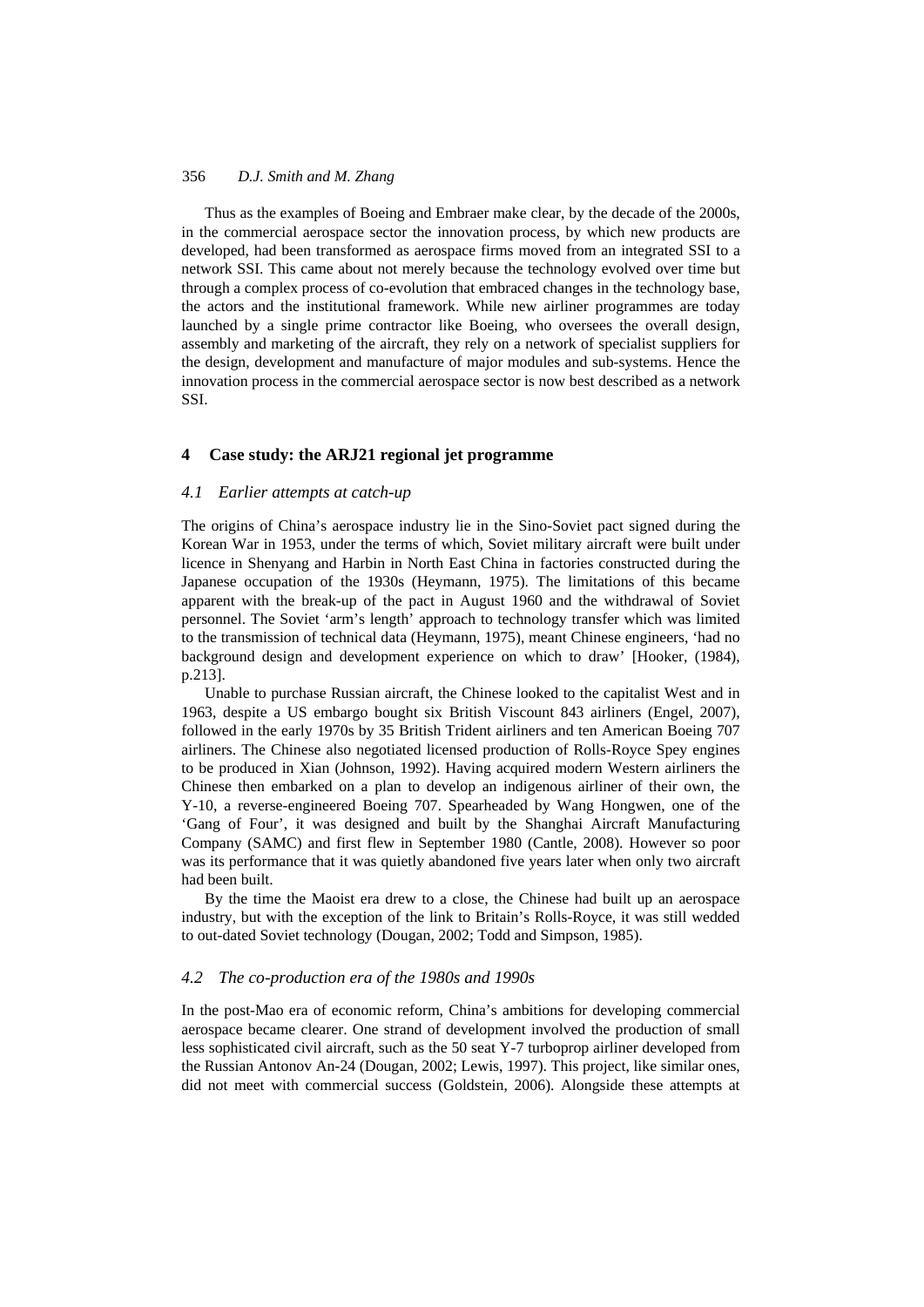Thus as the examples of Boeing and Embraer make clear, by the decade of the 2000s, in the commercial aerospace sector the innovation process, by which new products are developed, had been transformed as aerospace firms moved from an integrated SSI to a network SSI. This came about not merely because the technology evolved over time but through a complex process of co-evolution that embraced changes in the technology base, the actors and the institutional framework. While new airliner programmes are today launched by a single prime contractor like Boeing, who oversees the overall design, assembly and marketing of the aircraft, they rely on a network of specialist suppliers for the design, development and manufacture of major modules and sub-systems. Hence the innovation process in the commercial aerospace sector is now best described as a network SSI.

## 4 Case study: the ARJ21 regional jet programme

### *4.1 Earlier attempts at catch-up*

The origins of China's aerospace industry lie in the Sino-Soviet pact signed during the Korean War in 1953, under the terms of which, Soviet military aircraft were built under licence in Shenyang and Harbin in North East China in factories constructed during the Japanese occupation of the 1930s (Heymann, 1975). The limitations of this became apparent with the break-up of the pact in August 1960 and the withdrawal of Soviet personnel. The Soviet 'arm's length' approach to technology transfer which was limited to the transmission of technical data (Heymann, 1975), meant Chinese engineers, 'had no background design and development experience on which to draw' [Hooker, (1984), p.213].

Unable to purchase Russian aircraft, the Chinese looked to the capitalist West and in 1963, despite a US embargo bought six British Viscount 843 airliners (Engel, 2007), followed in the early 1970s by 35 British Trident airliners and ten American Boeing 707 airliners. The Chinese also negotiated licensed production of Rolls-Royce Spey engines to be produced in Xian (Johnson, 1992). Having acquired modern Western airliners the Chinese then embarked on a plan to develop an indigenous airliner of their own, the Y-10, a reverse-engineered Boeing 707. Spearheaded by Wang Hongwen, one of the 'Gang of Four', it was designed and built by the Shanghai Aircraft Manufacturing Company (SAMC) and first flew in September 1980 (Cantle, 2008). However so poor was its performance that it was quietly abandoned five years later when only two aircraft had been built.

By the time the Maoist era drew to a close, the Chinese had built up an aerospace industry, but with the exception of the link to Britain's Rolls-Royce, it was still wedded to out-dated Soviet technology (Dougan, 2002; Todd and Simpson, 1985).

### *4.2 The co-production era of the 1980s and 1990s*

In the post-Mao era of economic reform, China's ambitions for developing commercial aerospace became clearer. One strand of development involved the production of small less sophisticated civil aircraft, such as the 50 seat Y-7 turboprop airliner developed from the Russian Antonov An-24 (Dougan, 2002; Lewis, 1997). This project, like similar ones, did not meet with commercial success (Goldstein, 2006). Alongside these attempts at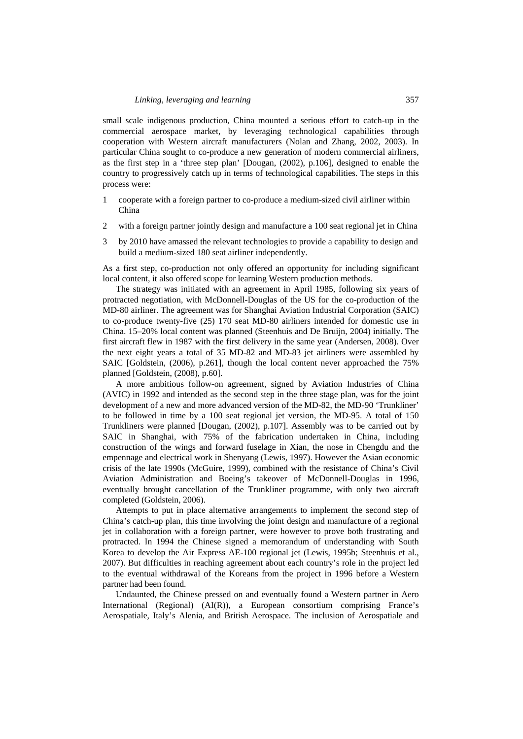small scale indigenous production, China mounted a serious effort to catch-up in the commercial aerospace market, by leveraging technological capabilities through cooperation with Western aircraft manufacturers (Nolan and Zhang, 2002, 2003). In particular China sought to co-produce a new generation of modern commercial airliners, as the first step in a 'three step plan' [Dougan, (2002), p.106], designed to enable the country to progressively catch up in terms of technological capabilities. The steps in this process were:

1. cooperate with a foreign partner to co-produce a medium-sized civil airliner within China
2. with a foreign partner jointly design and manufacture a 100 seat regional jet in China
3. by 2010 have amassed the relevant technologies to provide a capability to design and build a medium-sized 180 seat airliner independently.

As a first step, co-production not only offered an opportunity for including significant local content, it also offered scope for learning Western production methods.

The strategy was initiated with an agreement in April 1985, following six years of protracted negotiation, with McDonnell-Douglas of the US for the co-production of the MD-80 airliner. The agreement was for Shanghai Aviation Industrial Corporation (SAIC) to co-produce twenty-five (25) 170 seat MD-80 airliners intended for domestic use in China. 15–20% local content was planned (Steenhuis and De Bruijn, 2004) initially. The first aircraft flew in 1987 with the first delivery in the same year (Andersen, 2008). Over the next eight years a total of 35 MD-82 and MD-83 jet airliners were assembled by SAIC [Goldstein, (2006), p.261], though the local content never approached the 75% planned [Goldstein, (2008), p.60].

A more ambitious follow-on agreement, signed by Aviation Industries of China (AVIC) in 1992 and intended as the second step in the three stage plan, was for the joint development of a new and more advanced version of the MD-82, the MD-90 'Trunkliner' to be followed in time by a 100 seat regional jet version, the MD-95. A total of 150 Trunkliners were planned [Dougan, (2002), p.107]. Assembly was to be carried out by SAIC in Shanghai, with 75% of the fabrication undertaken in China, including construction of the wings and forward fuselage in Xian, the nose in Chengdu and the empennage and electrical work in Shenyang (Lewis, 1997). However the Asian economic crisis of the late 1990s (McGuire, 1999), combined with the resistance of China's Civil Aviation Administration and Boeing's takeover of McDonnell-Douglas in 1996, eventually brought cancellation of the Trunkliner programme, with only two aircraft completed (Goldstein, 2006).

Attempts to put in place alternative arrangements to implement the second step of China's catch-up plan, this time involving the joint design and manufacture of a regional jet in collaboration with a foreign partner, were however to prove both frustrating and protracted. In 1994 the Chinese signed a memorandum of understanding with South Korea to develop the Air Express AE-100 regional jet (Lewis, 1995b; Steenhuis et al., 2007). But difficulties in reaching agreement about each country's role in the project led to the eventual withdrawal of the Koreans from the project in 1996 before a Western partner had been found.

Undaunted, the Chinese pressed on and eventually found a Western partner in Aero International (Regional) (AI(R)), a European consortium comprising France's Aerospatiale, Italy's Alenia, and British Aerospace. The inclusion of Aerospatiale and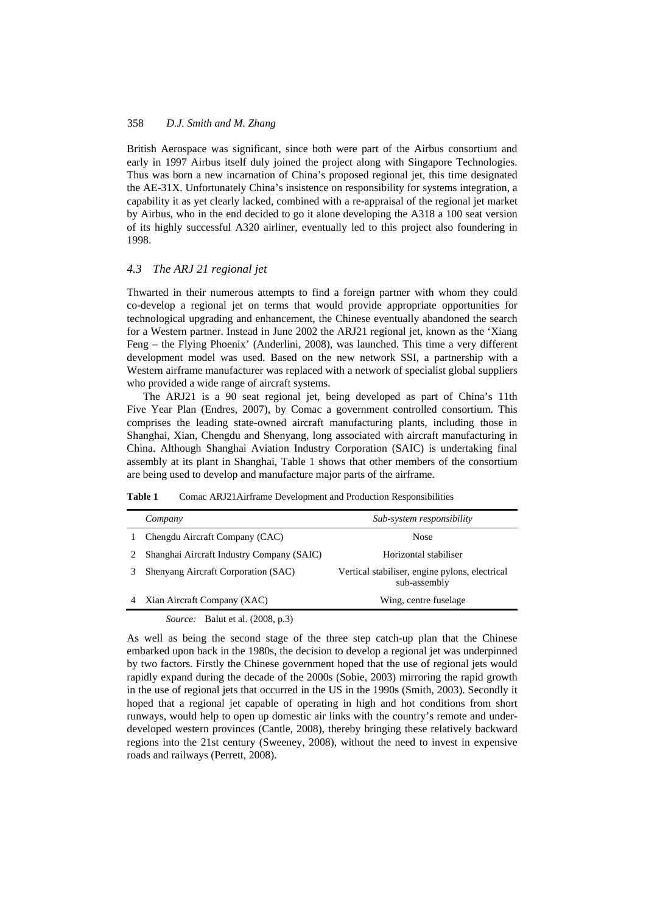British Aerospace was significant, since both were part of the Airbus consortium and early in 1997 Airbus itself duly joined the project along with Singapore Technologies. Thus was born a new incarnation of China's proposed regional jet, this time designated the AE-31X. Unfortunately China's insistence on responsibility for systems integration, a capability it as yet clearly lacked, combined with a re-appraisal of the regional jet market by Airbus, who in the end decided to go it alone developing the A318 a 100 seat version of its highly successful A320 airliner, eventually led to this project also foundering in 1998.

### *4.3 The ARJ 21 regional jet*

Thwarted in their numerous attempts to find a foreign partner with whom they could co-develop a regional jet on terms that would provide appropriate opportunities for technological upgrading and enhancement, the Chinese eventually abandoned the search for a Western partner. Instead in June 2002 the ARJ21 regional jet, known as the 'Xiang Feng – the Flying Phoenix' (Anderlini, 2008), was launched. This time a very different development model was used. Based on the new network SSI, a partnership with a Western airframe manufacturer was replaced with a network of specialist global suppliers who provided a wide range of aircraft systems.

The ARJ21 is a 90 seat regional jet, being developed as part of China's 11th Five Year Plan (Endres, 2007), by Comac a government controlled consortium. This comprises the leading state-owned aircraft manufacturing plants, including those in Shanghai, Xian, Chengdu and Shenyang, long associated with aircraft manufacturing in China. Although Shanghai Aviation Industry Corporation (SAIC) is undertaking final assembly at its plant in Shanghai, Table 1 shows that other members of the consortium are being used to develop and manufacture major parts of the airframe.

**Table 1** Comac ARJ21Airframe Development and Production Responsibilities

| | *Company* | *Sub-system responsibility* |
|---|---|---|
| 1 | Chengdu Aircraft Company (CAC) | Nose |
| 2 | Shanghai Aircraft Industry Company (SAIC) | Horizontal stabiliser |
| 3 | Shenyang Aircraft Corporation (SAC) | Vertical stabiliser, engine pylons, electrical sub-assembly |
| 4 | Xian Aircraft Company (XAC) | Wing, centre fuselage |

*Source:* Balut et al. (2008, p.3)

As well as being the second stage of the three step catch-up plan that the Chinese embarked upon back in the 1980s, the decision to develop a regional jet was underpinned by two factors. Firstly the Chinese government hoped that the use of regional jets would rapidly expand during the decade of the 2000s (Sobie, 2003) mirroring the rapid growth in the use of regional jets that occurred in the US in the 1990s (Smith, 2003). Secondly it hoped that a regional jet capable of operating in high and hot conditions from short runways, would help to open up domestic air links with the country's remote and under-developed western provinces (Cantle, 2008), thereby bringing these relatively backward regions into the 21st century (Sweeney, 2008), without the need to invest in expensive roads and railways (Perrett, 2008).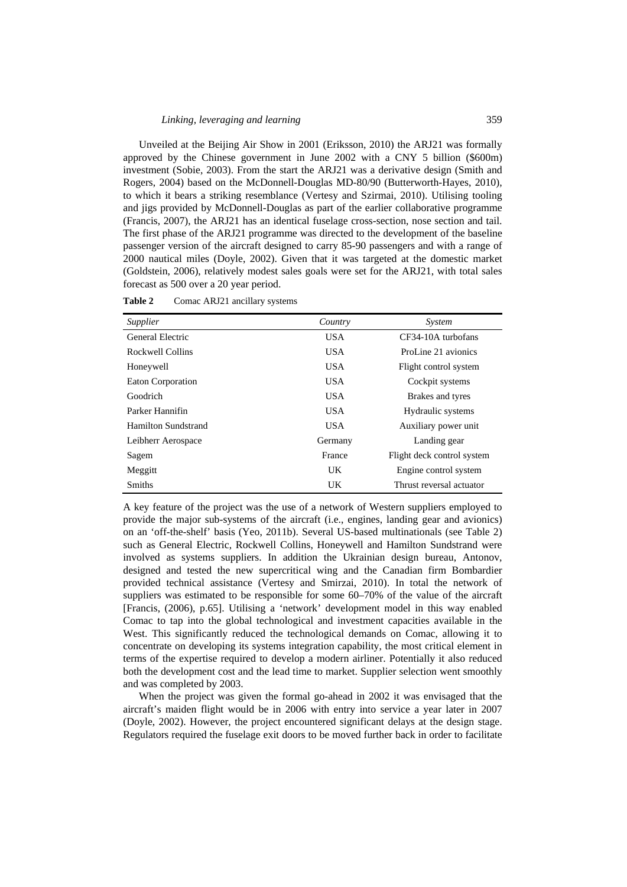Unveiled at the Beijing Air Show in 2001 (Eriksson, 2010) the ARJ21 was formally approved by the Chinese government in June 2002 with a CNY 5 billion ($600m) investment (Sobie, 2003). From the start the ARJ21 was a derivative design (Smith and Rogers, 2004) based on the McDonnell-Douglas MD-80/90 (Butterworth-Hayes, 2010), to which it bears a striking resemblance (Vertesy and Szirmai, 2010). Utilising tooling and jigs provided by McDonnell-Douglas as part of the earlier collaborative programme (Francis, 2007), the ARJ21 has an identical fuselage cross-section, nose section and tail. The first phase of the ARJ21 programme was directed to the development of the baseline passenger version of the aircraft designed to carry 85-90 passengers and with a range of 2000 nautical miles (Doyle, 2002). Given that it was targeted at the domestic market (Goldstein, 2006), relatively modest sales goals were set for the ARJ21, with total sales forecast as 500 over a 20 year period.

**Table 2** Comac ARJ21 ancillary systems

| *Supplier* | *Country* | *System* |
|---|---|---|
| General Electric | USA | CF34-10A turbofans |
| Rockwell Collins | USA | ProLine 21 avionics |
| Honeywell | USA | Flight control system |
| Eaton Corporation | USA | Cockpit systems |
| Goodrich | USA | Brakes and tyres |
| Parker Hannifin | USA | Hydraulic systems |
| Hamilton Sundstrand | USA | Auxiliary power unit |
| Leibherr Aerospace | Germany | Landing gear |
| Sagem | France | Flight deck control system |
| Meggitt | UK | Engine control system |
| Smiths | UK | Thrust reversal actuator |

A key feature of the project was the use of a network of Western suppliers employed to provide the major sub-systems of the aircraft (i.e., engines, landing gear and avionics) on an 'off-the-shelf' basis (Yeo, 2011b). Several US-based multinationals (see Table 2) such as General Electric, Rockwell Collins, Honeywell and Hamilton Sundstrand were involved as systems suppliers. In addition the Ukrainian design bureau, Antonov, designed and tested the new supercritical wing and the Canadian firm Bombardier provided technical assistance (Vertesy and Smirzai, 2010). In total the network of suppliers was estimated to be responsible for some 60–70% of the value of the aircraft [Francis, (2006), p.65]. Utilising a 'network' development model in this way enabled Comac to tap into the global technological and investment capacities available in the West. This significantly reduced the technological demands on Comac, allowing it to concentrate on developing its systems integration capability, the most critical element in terms of the expertise required to develop a modern airliner. Potentially it also reduced both the development cost and the lead time to market. Supplier selection went smoothly and was completed by 2003.

When the project was given the formal go-ahead in 2002 it was envisaged that the aircraft's maiden flight would be in 2006 with entry into service a year later in 2007 (Doyle, 2002). However, the project encountered significant delays at the design stage. Regulators required the fuselage exit doors to be moved further back in order to facilitate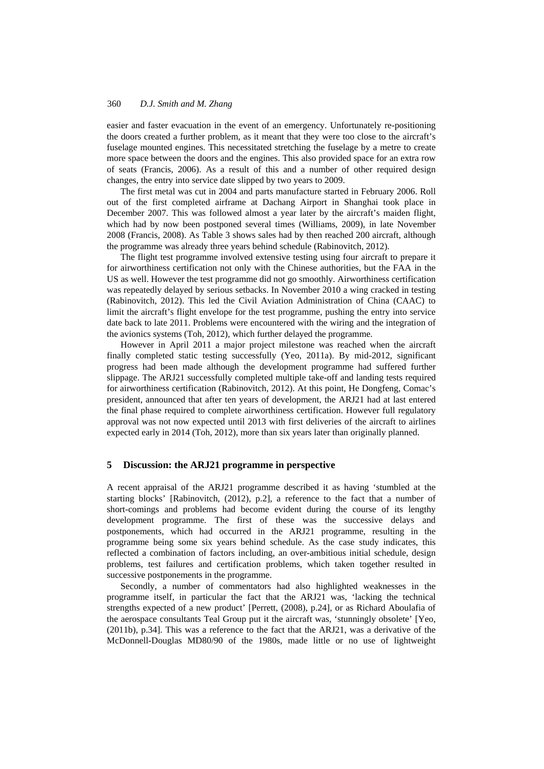easier and faster evacuation in the event of an emergency. Unfortunately re-positioning the doors created a further problem, as it meant that they were too close to the aircraft's fuselage mounted engines. This necessitated stretching the fuselage by a metre to create more space between the doors and the engines. This also provided space for an extra row of seats (Francis, 2006). As a result of this and a number of other required design changes, the entry into service date slipped by two years to 2009.

The first metal was cut in 2004 and parts manufacture started in February 2006. Roll out of the first completed airframe at Dachang Airport in Shanghai took place in December 2007. This was followed almost a year later by the aircraft's maiden flight, which had by now been postponed several times (Williams, 2009), in late November 2008 (Francis, 2008). As Table 3 shows sales had by then reached 200 aircraft, although the programme was already three years behind schedule (Rabinovitch, 2012).

The flight test programme involved extensive testing using four aircraft to prepare it for airworthiness certification not only with the Chinese authorities, but the FAA in the US as well. However the test programme did not go smoothly. Airworthiness certification was repeatedly delayed by serious setbacks. In November 2010 a wing cracked in testing (Rabinovitch, 2012). This led the Civil Aviation Administration of China (CAAC) to limit the aircraft's flight envelope for the test programme, pushing the entry into service date back to late 2011. Problems were encountered with the wiring and the integration of the avionics systems (Toh, 2012), which further delayed the programme.

However in April 2011 a major project milestone was reached when the aircraft finally completed static testing successfully (Yeo, 2011a). By mid-2012, significant progress had been made although the development programme had suffered further slippage. The ARJ21 successfully completed multiple take-off and landing tests required for airworthiness certification (Rabinovitch, 2012). At this point, He Dongfeng, Comac's president, announced that after ten years of development, the ARJ21 had at last entered the final phase required to complete airworthiness certification. However full regulatory approval was not now expected until 2013 with first deliveries of the aircraft to airlines expected early in 2014 (Toh, 2012), more than six years later than originally planned.

## 5 Discussion: the ARJ21 programme in perspective

A recent appraisal of the ARJ21 programme described it as having 'stumbled at the starting blocks' [Rabinovitch, (2012), p.2], a reference to the fact that a number of short-comings and problems had become evident during the course of its lengthy development programme. The first of these was the successive delays and postponements, which had occurred in the ARJ21 programme, resulting in the programme being some six years behind schedule. As the case study indicates, this reflected a combination of factors including, an over-ambitious initial schedule, design problems, test failures and certification problems, which taken together resulted in successive postponements in the programme.

Secondly, a number of commentators had also highlighted weaknesses in the programme itself, in particular the fact that the ARJ21 was, 'lacking the technical strengths expected of a new product' [Perrett, (2008), p.24], or as Richard Aboulafia of the aerospace consultants Teal Group put it the aircraft was, 'stunningly obsolete' [Yeo, (2011b), p.34]. This was a reference to the fact that the ARJ21, was a derivative of the McDonnell-Douglas MD80/90 of the 1980s, made little or no use of lightweight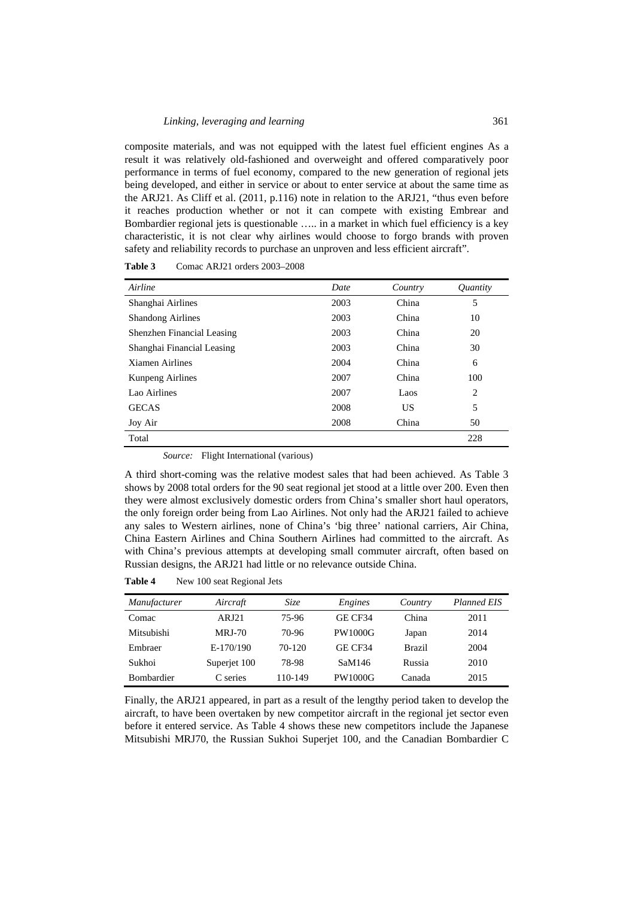composite materials, and was not equipped with the latest fuel efficient engines As a result it was relatively old-fashioned and overweight and offered comparatively poor performance in terms of fuel economy, compared to the new generation of regional jets being developed, and either in service or about to enter service at about the same time as the ARJ21. As Cliff et al. (2011, p.116) note in relation to the ARJ21, "thus even before it reaches production whether or not it can compete with existing Embrear and Bombardier regional jets is questionable ….. in a market in which fuel efficiency is a key characteristic, it is not clear why airlines would choose to forgo brands with proven safety and reliability records to purchase an unproven and less efficient aircraft".

**Table 3** Comac ARJ21 orders 2003–2008

| *Airline* | *Date* | *Country* | *Quantity* |
|---|---|---|---|
| Shanghai Airlines | 2003 | China | 5 |
| Shandong Airlines | 2003 | China | 10 |
| Shenzhen Financial Leasing | 2003 | China | 20 |
| Shanghai Financial Leasing | 2003 | China | 30 |
| Xiamen Airlines | 2004 | China | 6 |
| Kunpeng Airlines | 2007 | China | 100 |
| Lao Airlines | 2007 | Laos | 2 |
| GECAS | 2008 | US | 5 |
| Joy Air | 2008 | China | 50 |
| Total | | | 228 |

*Source:* Flight International (various)

A third short-coming was the relative modest sales that had been achieved. As Table 3 shows by 2008 total orders for the 90 seat regional jet stood at a little over 200. Even then they were almost exclusively domestic orders from China's smaller short haul operators, the only foreign order being from Lao Airlines. Not only had the ARJ21 failed to achieve any sales to Western airlines, none of China's 'big three' national carriers, Air China, China Eastern Airlines and China Southern Airlines had committed to the aircraft. As with China's previous attempts at developing small commuter aircraft, often based on Russian designs, the ARJ21 had little or no relevance outside China.

**Table 4** New 100 seat Regional Jets

| *Manufacturer* | *Aircraft* | *Size* | *Engines* | *Country* | *Planned EIS* |
|---|---|---|---|---|---|
| Comac | ARJ21 | 75-96 | GE CF34 | China | 2011 |
| Mitsubishi | MRJ-70 | 70-96 | PW1000G | Japan | 2014 |
| Embraer | E-170/190 | 70-120 | GE CF34 | Brazil | 2004 |
| Sukhoi | Superjet 100 | 78-98 | SaM146 | Russia | 2010 |
| Bombardier | C series | 110-149 | PW1000G | Canada | 2015 |

Finally, the ARJ21 appeared, in part as a result of the lengthy period taken to develop the aircraft, to have been overtaken by new competitor aircraft in the regional jet sector even before it entered service. As Table 4 shows these new competitors include the Japanese Mitsubishi MRJ70, the Russian Sukhoi Superjet 100, and the Canadian Bombardier C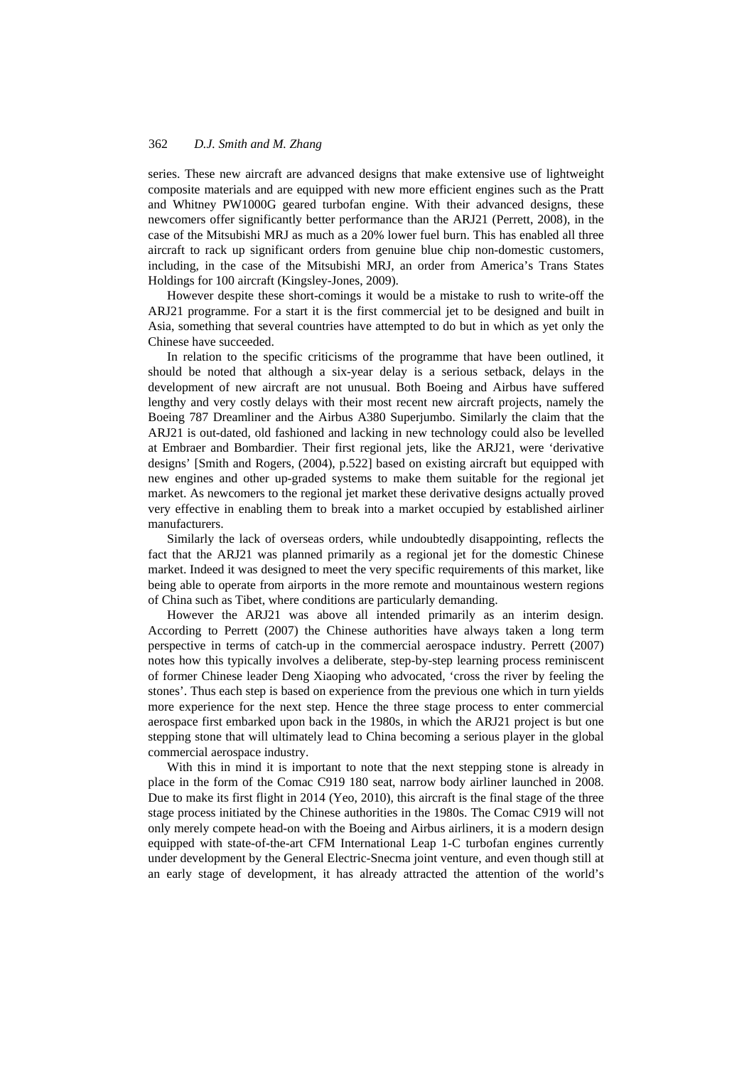series. These new aircraft are advanced designs that make extensive use of lightweight composite materials and are equipped with new more efficient engines such as the Pratt and Whitney PW1000G geared turbofan engine. With their advanced designs, these newcomers offer significantly better performance than the ARJ21 (Perrett, 2008), in the case of the Mitsubishi MRJ as much as a 20% lower fuel burn. This has enabled all three aircraft to rack up significant orders from genuine blue chip non-domestic customers, including, in the case of the Mitsubishi MRJ, an order from America's Trans States Holdings for 100 aircraft (Kingsley-Jones, 2009).

However despite these short-comings it would be a mistake to rush to write-off the ARJ21 programme. For a start it is the first commercial jet to be designed and built in Asia, something that several countries have attempted to do but in which as yet only the Chinese have succeeded.

In relation to the specific criticisms of the programme that have been outlined, it should be noted that although a six-year delay is a serious setback, delays in the development of new aircraft are not unusual. Both Boeing and Airbus have suffered lengthy and very costly delays with their most recent new aircraft projects, namely the Boeing 787 Dreamliner and the Airbus A380 Superjumbo. Similarly the claim that the ARJ21 is out-dated, old fashioned and lacking in new technology could also be levelled at Embraer and Bombardier. Their first regional jets, like the ARJ21, were 'derivative designs' [Smith and Rogers, (2004), p.522] based on existing aircraft but equipped with new engines and other up-graded systems to make them suitable for the regional jet market. As newcomers to the regional jet market these derivative designs actually proved very effective in enabling them to break into a market occupied by established airliner manufacturers.

Similarly the lack of overseas orders, while undoubtedly disappointing, reflects the fact that the ARJ21 was planned primarily as a regional jet for the domestic Chinese market. Indeed it was designed to meet the very specific requirements of this market, like being able to operate from airports in the more remote and mountainous western regions of China such as Tibet, where conditions are particularly demanding.

However the ARJ21 was above all intended primarily as an interim design. According to Perrett (2007) the Chinese authorities have always taken a long term perspective in terms of catch-up in the commercial aerospace industry. Perrett (2007) notes how this typically involves a deliberate, step-by-step learning process reminiscent of former Chinese leader Deng Xiaoping who advocated, 'cross the river by feeling the stones'. Thus each step is based on experience from the previous one which in turn yields more experience for the next step. Hence the three stage process to enter commercial aerospace first embarked upon back in the 1980s, in which the ARJ21 project is but one stepping stone that will ultimately lead to China becoming a serious player in the global commercial aerospace industry.

With this in mind it is important to note that the next stepping stone is already in place in the form of the Comac C919 180 seat, narrow body airliner launched in 2008. Due to make its first flight in 2014 (Yeo, 2010), this aircraft is the final stage of the three stage process initiated by the Chinese authorities in the 1980s. The Comac C919 will not only merely compete head-on with the Boeing and Airbus airliners, it is a modern design equipped with state-of-the-art CFM International Leap 1-C turbofan engines currently under development by the General Electric-Snecma joint venture, and even though still at an early stage of development, it has already attracted the attention of the world's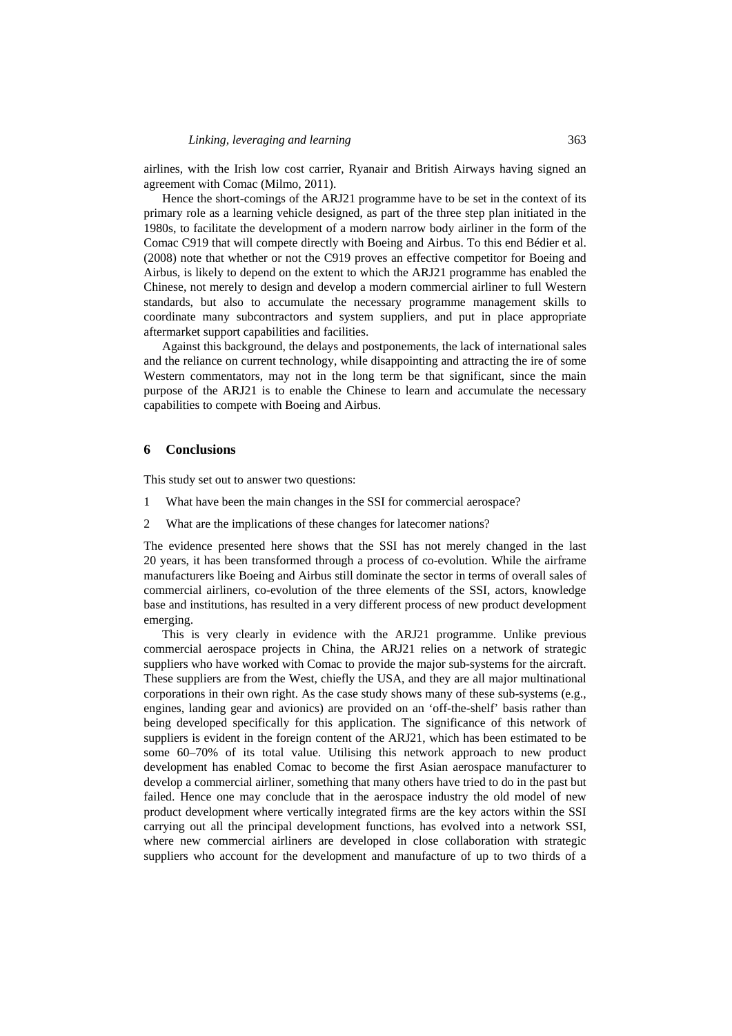airlines, with the Irish low cost carrier, Ryanair and British Airways having signed an agreement with Comac (Milmo, 2011).

Hence the short-comings of the ARJ21 programme have to be set in the context of its primary role as a learning vehicle designed, as part of the three step plan initiated in the 1980s, to facilitate the development of a modern narrow body airliner in the form of the Comac C919 that will compete directly with Boeing and Airbus. To this end Bédier et al. (2008) note that whether or not the C919 proves an effective competitor for Boeing and Airbus, is likely to depend on the extent to which the ARJ21 programme has enabled the Chinese, not merely to design and develop a modern commercial airliner to full Western standards, but also to accumulate the necessary programme management skills to coordinate many subcontractors and system suppliers, and put in place appropriate aftermarket support capabilities and facilities.

Against this background, the delays and postponements, the lack of international sales and the reliance on current technology, while disappointing and attracting the ire of some Western commentators, may not in the long term be that significant, since the main purpose of the ARJ21 is to enable the Chinese to learn and accumulate the necessary capabilities to compete with Boeing and Airbus.

## 6 Conclusions

This study set out to answer two questions:

1. What have been the main changes in the SSI for commercial aerospace?
2. What are the implications of these changes for latecomer nations?

The evidence presented here shows that the SSI has not merely changed in the last 20 years, it has been transformed through a process of co-evolution. While the airframe manufacturers like Boeing and Airbus still dominate the sector in terms of overall sales of commercial airliners, co-evolution of the three elements of the SSI, actors, knowledge base and institutions, has resulted in a very different process of new product development emerging.

This is very clearly in evidence with the ARJ21 programme. Unlike previous commercial aerospace projects in China, the ARJ21 relies on a network of strategic suppliers who have worked with Comac to provide the major sub-systems for the aircraft. These suppliers are from the West, chiefly the USA, and they are all major multinational corporations in their own right. As the case study shows many of these sub-systems (e.g., engines, landing gear and avionics) are provided on an 'off-the-shelf' basis rather than being developed specifically for this application. The significance of this network of suppliers is evident in the foreign content of the ARJ21, which has been estimated to be some 60–70% of its total value. Utilising this network approach to new product development has enabled Comac to become the first Asian aerospace manufacturer to develop a commercial airliner, something that many others have tried to do in the past but failed. Hence one may conclude that in the aerospace industry the old model of new product development where vertically integrated firms are the key actors within the SSI carrying out all the principal development functions, has evolved into a network SSI, where new commercial airliners are developed in close collaboration with strategic suppliers who account for the development and manufacture of up to two thirds of a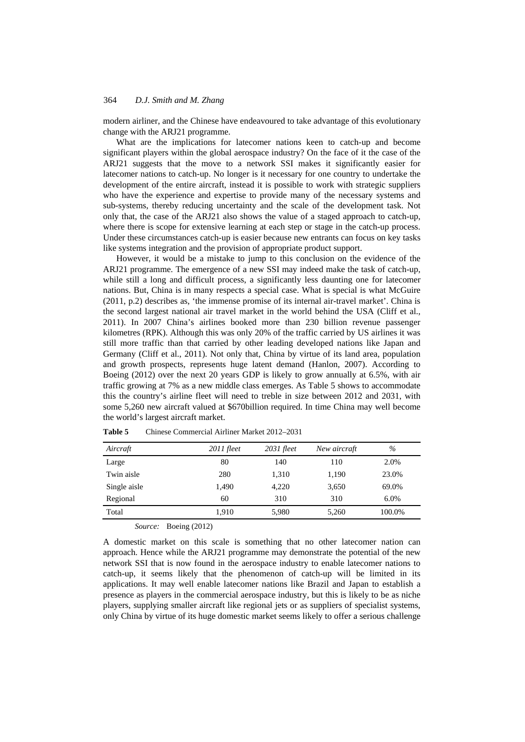modern airliner, and the Chinese have endeavoured to take advantage of this evolutionary change with the ARJ21 programme.

What are the implications for latecomer nations keen to catch-up and become significant players within the global aerospace industry? On the face of it the case of the ARJ21 suggests that the move to a network SSI makes it significantly easier for latecomer nations to catch-up. No longer is it necessary for one country to undertake the development of the entire aircraft, instead it is possible to work with strategic suppliers who have the experience and expertise to provide many of the necessary systems and sub-systems, thereby reducing uncertainty and the scale of the development task. Not only that, the case of the ARJ21 also shows the value of a staged approach to catch-up, where there is scope for extensive learning at each step or stage in the catch-up process. Under these circumstances catch-up is easier because new entrants can focus on key tasks like systems integration and the provision of appropriate product support.

However, it would be a mistake to jump to this conclusion on the evidence of the ARJ21 programme. The emergence of a new SSI may indeed make the task of catch-up, while still a long and difficult process, a significantly less daunting one for latecomer nations. But, China is in many respects a special case. What is special is what McGuire (2011, p.2) describes as, 'the immense promise of its internal air-travel market'. China is the second largest national air travel market in the world behind the USA (Cliff et al., 2011). In 2007 China's airlines booked more than 230 billion revenue passenger kilometres (RPK). Although this was only 20% of the traffic carried by US airlines it was still more traffic than that carried by other leading developed nations like Japan and Germany (Cliff et al., 2011). Not only that, China by virtue of its land area, population and growth prospects, represents huge latent demand (Hanlon, 2007). According to Boeing (2012) over the next 20 years GDP is likely to grow annually at 6.5%, with air traffic growing at 7% as a new middle class emerges. As Table 5 shows to accommodate this the country's airline fleet will need to treble in size between 2012 and 2031, with some 5,260 new aircraft valued at $670billion required. In time China may well become the world's largest aircraft market.

**Table 5** Chinese Commercial Airliner Market 2012–2031

| *Aircraft* | *2011 fleet* | *2031 fleet* | *New aircraft* | *%* |
|---|---|---|---|---|
| Large | 80 | 140 | 110 | 2.0% |
| Twin aisle | 280 | 1,310 | 1,190 | 23.0% |
| Single aisle | 1,490 | 4,220 | 3,650 | 69.0% |
| Regional | 60 | 310 | 310 | 6.0% |
| Total | 1,910 | 5,980 | 5,260 | 100.0% |

*Source:* Boeing (2012)

A domestic market on this scale is something that no other latecomer nation can approach. Hence while the ARJ21 programme may demonstrate the potential of the new network SSI that is now found in the aerospace industry to enable latecomer nations to catch-up, it seems likely that the phenomenon of catch-up will be limited in its applications. It may well enable latecomer nations like Brazil and Japan to establish a presence as players in the commercial aerospace industry, but this is likely to be as niche players, supplying smaller aircraft like regional jets or as suppliers of specialist systems, only China by virtue of its huge domestic market seems likely to offer a serious challenge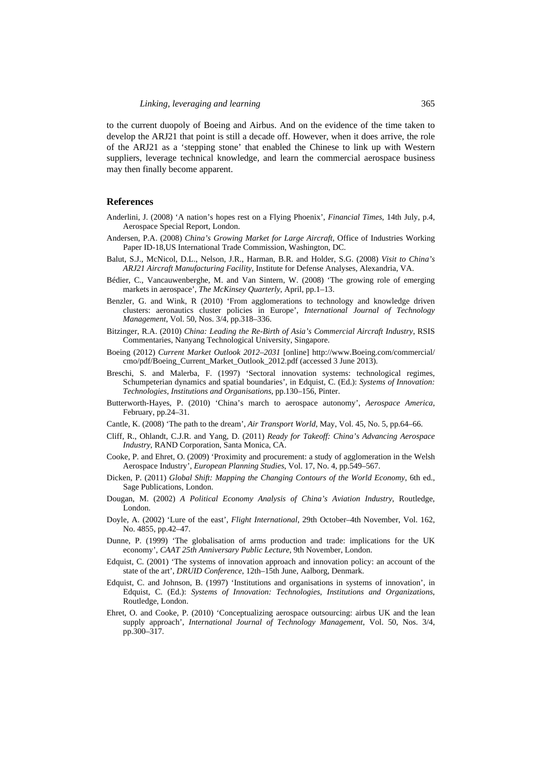to the current duopoly of Boeing and Airbus. And on the evidence of the time taken to develop the ARJ21 that point is still a decade off. However, when it does arrive, the role of the ARJ21 as a 'stepping stone' that enabled the Chinese to link up with Western suppliers, leverage technical knowledge, and learn the commercial aerospace business may then finally become apparent.

## References

Anderlini, J. (2008) 'A nation's hopes rest on a Flying Phoenix', *Financial Times*, 14th July, p.4, Aerospace Special Report, London.

Andersen, P.A. (2008) *China's Growing Market for Large Aircraft*, Office of Industries Working Paper ID-18,US International Trade Commission, Washington, DC.

Balut, S.J., McNicol, D.L., Nelson, J.R., Harman, B.R. and Holder, S.G. (2008) *Visit to China's ARJ21 Aircraft Manufacturing Facility*, Institute for Defense Analyses, Alexandria, VA.

Bédier, C., Vancauwenberghe, M. and Van Sintern, W. (2008) 'The growing role of emerging markets in aerospace', *The McKinsey Quarterly*, April, pp.1–13.

Benzler, G. and Wink, R (2010) 'From agglomerations to technology and knowledge driven clusters: aeronautics cluster policies in Europe', *International Journal of Technology Management*, Vol. 50, Nos. 3/4, pp.318–336.

Bitzinger, R.A. (2010) *China: Leading the Re-Birth of Asia's Commercial Aircraft Industry*, RSIS Commentaries, Nanyang Technological University, Singapore.

Boeing (2012) *Current Market Outlook 2012–2031* [online] http://www.Boeing.com/commercial/cmo/pdf/Boeing_Current_Market_Outlook_2012.pdf (accessed 3 June 2013).

Breschi, S. and Malerba, F. (1997) 'Sectoral innovation systems: technological regimes, Schumpeterian dynamics and spatial boundaries', in Edquist, C. (Ed.): *Systems of Innovation: Technologies, Institutions and Organisations*, pp.130–156, Pinter.

Butterworth-Hayes, P. (2010) 'China's march to aerospace autonomy', *Aerospace America*, February, pp.24–31.

Cantle, K. (2008) 'The path to the dream', *Air Transport World*, May, Vol. 45, No. 5, pp.64–66.

Cliff, R., Ohlandt, C.J.R. and Yang, D. (2011) *Ready for Takeoff: China's Advancing Aerospace Industry*, RAND Corporation, Santa Monica, CA.

Cooke, P. and Ehret, O. (2009) 'Proximity and procurement: a study of agglomeration in the Welsh Aerospace Industry', *European Planning Studies*, Vol. 17, No. 4, pp.549–567.

Dicken, P. (2011) *Global Shift: Mapping the Changing Contours of the World Economy*, 6th ed., Sage Publications, London.

Dougan, M. (2002) *A Political Economy Analysis of China's Aviation Industry*, Routledge, London.

Doyle, A. (2002) 'Lure of the east', *Flight International*, 29th October–4th November, Vol. 162, No. 4855, pp.42–47.

Dunne, P. (1999) 'The globalisation of arms production and trade: implications for the UK economy', *CAAT 25th Anniversary Public Lecture*, 9th November, London.

Edquist, C. (2001) 'The systems of innovation approach and innovation policy: an account of the state of the art', *DRUID Conference*, 12th–15th June, Aalborg, Denmark.

Edquist, C. and Johnson, B. (1997) 'Institutions and organisations in systems of innovation', in Edquist, C. (Ed.): *Systems of Innovation: Technologies, Institutions and Organizations*, Routledge, London.

Ehret, O. and Cooke, P. (2010) 'Conceptualizing aerospace outsourcing: airbus UK and the lean supply approach', *International Journal of Technology Management*, Vol. 50, Nos. 3/4, pp.300–317.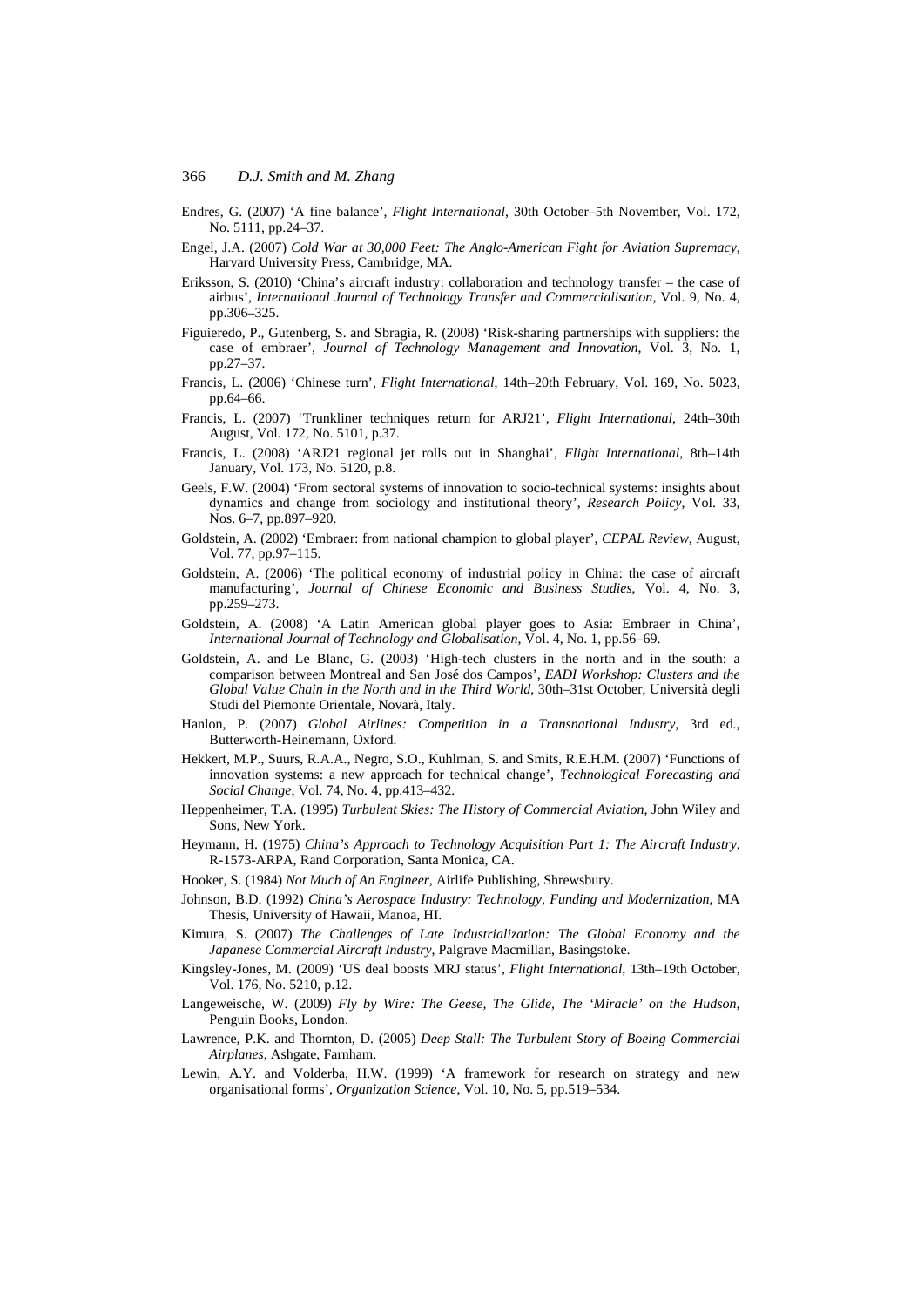Endres, G. (2007) 'A fine balance', *Flight International*, 30th October–5th November, Vol. 172, No. 5111, pp.24–37.

Engel, J.A. (2007) *Cold War at 30,000 Feet: The Anglo-American Fight for Aviation Supremacy*, Harvard University Press, Cambridge, MA.

Eriksson, S. (2010) 'China's aircraft industry: collaboration and technology transfer – the case of airbus', *International Journal of Technology Transfer and Commercialisation*, Vol. 9, No. 4, pp.306–325.

Figuieredo, P., Gutenberg, S. and Sbragia, R. (2008) 'Risk-sharing partnerships with suppliers: the case of embraer', *Journal of Technology Management and Innovation*, Vol. 3, No. 1, pp.27–37.

Francis, L. (2006) 'Chinese turn', *Flight International*, 14th–20th February, Vol. 169, No. 5023, pp.64–66.

Francis, L. (2007) 'Trunkliner techniques return for ARJ21', *Flight International*, 24th–30th August, Vol. 172, No. 5101, p.37.

Francis, L. (2008) 'ARJ21 regional jet rolls out in Shanghai', *Flight International*, 8th–14th January, Vol. 173, No. 5120, p.8.

Geels, F.W. (2004) 'From sectoral systems of innovation to socio-technical systems: insights about dynamics and change from sociology and institutional theory', *Research Policy*, Vol. 33, Nos. 6–7, pp.897–920.

Goldstein, A. (2002) 'Embraer: from national champion to global player', *CEPAL Review*, August, Vol. 77, pp.97–115.

Goldstein, A. (2006) 'The political economy of industrial policy in China: the case of aircraft manufacturing', *Journal of Chinese Economic and Business Studies*, Vol. 4, No. 3, pp.259–273.

Goldstein, A. (2008) 'A Latin American global player goes to Asia: Embraer in China', *International Journal of Technology and Globalisation*, Vol. 4, No. 1, pp.56–69.

Goldstein, A. and Le Blanc, G. (2003) 'High-tech clusters in the north and in the south: a comparison between Montreal and San José dos Campos', *EADI Workshop: Clusters and the Global Value Chain in the North and in the Third World*, 30th–31st October, Università degli Studi del Piemonte Orientale, Novarà, Italy.

Hanlon, P. (2007) *Global Airlines: Competition in a Transnational Industry*, 3rd ed., Butterworth-Heinemann, Oxford.

Hekkert, M.P., Suurs, R.A.A., Negro, S.O., Kuhlman, S. and Smits, R.E.H.M. (2007) 'Functions of innovation systems: a new approach for technical change', *Technological Forecasting and Social Change*, Vol. 74, No. 4, pp.413–432.

Heppenheimer, T.A. (1995) *Turbulent Skies: The History of Commercial Aviation*, John Wiley and Sons, New York.

Heymann, H. (1975) *China's Approach to Technology Acquisition Part 1: The Aircraft Industry*, R-1573-ARPA, Rand Corporation, Santa Monica, CA.

Hooker, S. (1984) *Not Much of An Engineer*, Airlife Publishing, Shrewsbury.

Johnson, B.D. (1992) *China's Aerospace Industry: Technology, Funding and Modernization*, MA Thesis, University of Hawaii, Manoa, HI.

Kimura, S. (2007) *The Challenges of Late Industrialization: The Global Economy and the Japanese Commercial Aircraft Industry*, Palgrave Macmillan, Basingstoke.

Kingsley-Jones, M. (2009) 'US deal boosts MRJ status', *Flight International*, 13th–19th October, Vol. 176, No. 5210, p.12.

Langeweische, W. (2009) *Fly by Wire: The Geese, The Glide, The 'Miracle' on the Hudson*, Penguin Books, London.

Lawrence, P.K. and Thornton, D. (2005) *Deep Stall: The Turbulent Story of Boeing Commercial Airplanes*, Ashgate, Farnham.

Lewin, A.Y. and Volderba, H.W. (1999) 'A framework for research on strategy and new organisational forms', *Organization Science*, Vol. 10, No. 5, pp.519–534.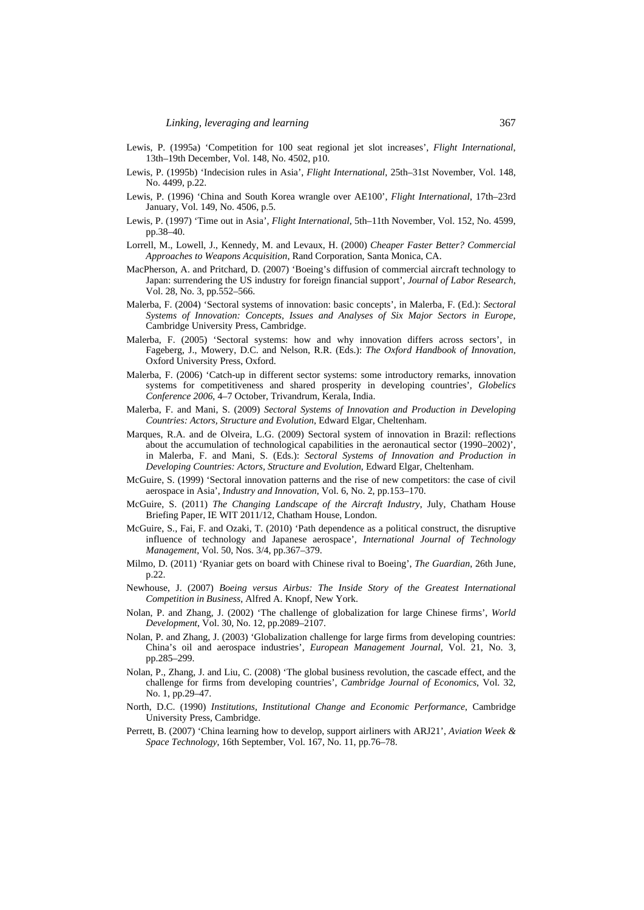Lewis, P. (1995a) 'Competition for 100 seat regional jet slot increases', *Flight International*, 13th–19th December, Vol. 148, No. 4502, p10.

Lewis, P. (1995b) 'Indecision rules in Asia', *Flight International*, 25th–31st November, Vol. 148, No. 4499, p.22.

Lewis, P. (1996) 'China and South Korea wrangle over AE100', *Flight International*, 17th–23rd January, Vol. 149, No. 4506, p.5.

Lewis, P. (1997) 'Time out in Asia', *Flight International*, 5th–11th November, Vol. 152, No. 4599, pp.38–40.

Lorrell, M., Lowell, J., Kennedy, M. and Levaux, H. (2000) *Cheaper Faster Better? Commercial Approaches to Weapons Acquisition*, Rand Corporation, Santa Monica, CA.

MacPherson, A. and Pritchard, D. (2007) 'Boeing's diffusion of commercial aircraft technology to Japan: surrendering the US industry for foreign financial support', *Journal of Labor Research*, Vol. 28, No. 3, pp.552–566.

Malerba, F. (2004) 'Sectoral systems of innovation: basic concepts', in Malerba, F. (Ed.): *Sectoral Systems of Innovation: Concepts, Issues and Analyses of Six Major Sectors in Europe*, Cambridge University Press, Cambridge.

Malerba, F. (2005) 'Sectoral systems: how and why innovation differs across sectors', in Fageberg, J., Mowery, D.C. and Nelson, R.R. (Eds.): *The Oxford Handbook of Innovation*, Oxford University Press, Oxford.

Malerba, F. (2006) 'Catch-up in different sector systems: some introductory remarks, innovation systems for competitiveness and shared prosperity in developing countries', *Globelics Conference 2006*, 4–7 October, Trivandrum, Kerala, India.

Malerba, F. and Mani, S. (2009) *Sectoral Systems of Innovation and Production in Developing Countries: Actors, Structure and Evolution*, Edward Elgar, Cheltenham.

Marques, R.A. and de Olveira, L.G. (2009) Sectoral system of innovation in Brazil: reflections about the accumulation of technological capabilities in the aeronautical sector (1990–2002)', in Malerba, F. and Mani, S. (Eds.): *Sectoral Systems of Innovation and Production in Developing Countries: Actors, Structure and Evolution*, Edward Elgar, Cheltenham.

McGuire, S. (1999) 'Sectoral innovation patterns and the rise of new competitors: the case of civil aerospace in Asia', *Industry and Innovation*, Vol. 6, No. 2, pp.153–170.

McGuire, S. (2011) *The Changing Landscape of the Aircraft Industry*, July, Chatham House Briefing Paper, IE WIT 2011/12, Chatham House, London.

McGuire, S., Fai, F. and Ozaki, T. (2010) 'Path dependence as a political construct, the disruptive influence of technology and Japanese aerospace', *International Journal of Technology Management*, Vol. 50, Nos. 3/4, pp.367–379.

Milmo, D. (2011) 'Ryaniar gets on board with Chinese rival to Boeing', *The Guardian*, 26th June, p.22.

Newhouse, J. (2007) *Boeing versus Airbus: The Inside Story of the Greatest International Competition in Business*, Alfred A. Knopf, New York.

Nolan, P. and Zhang, J. (2002) 'The challenge of globalization for large Chinese firms', *World Development*, Vol. 30, No. 12, pp.2089–2107.

Nolan, P. and Zhang, J. (2003) 'Globalization challenge for large firms from developing countries: China's oil and aerospace industries', *European Management Journal*, Vol. 21, No. 3, pp.285–299.

Nolan, P., Zhang, J. and Liu, C. (2008) 'The global business revolution, the cascade effect, and the challenge for firms from developing countries', *Cambridge Journal of Economics*, Vol. 32, No. 1, pp.29–47.

North, D.C. (1990) *Institutions, Institutional Change and Economic Performance*, Cambridge University Press, Cambridge.

Perrett, B. (2007) 'China learning how to develop, support airliners with ARJ21', *Aviation Week & Space Technology*, 16th September, Vol. 167, No. 11, pp.76–78.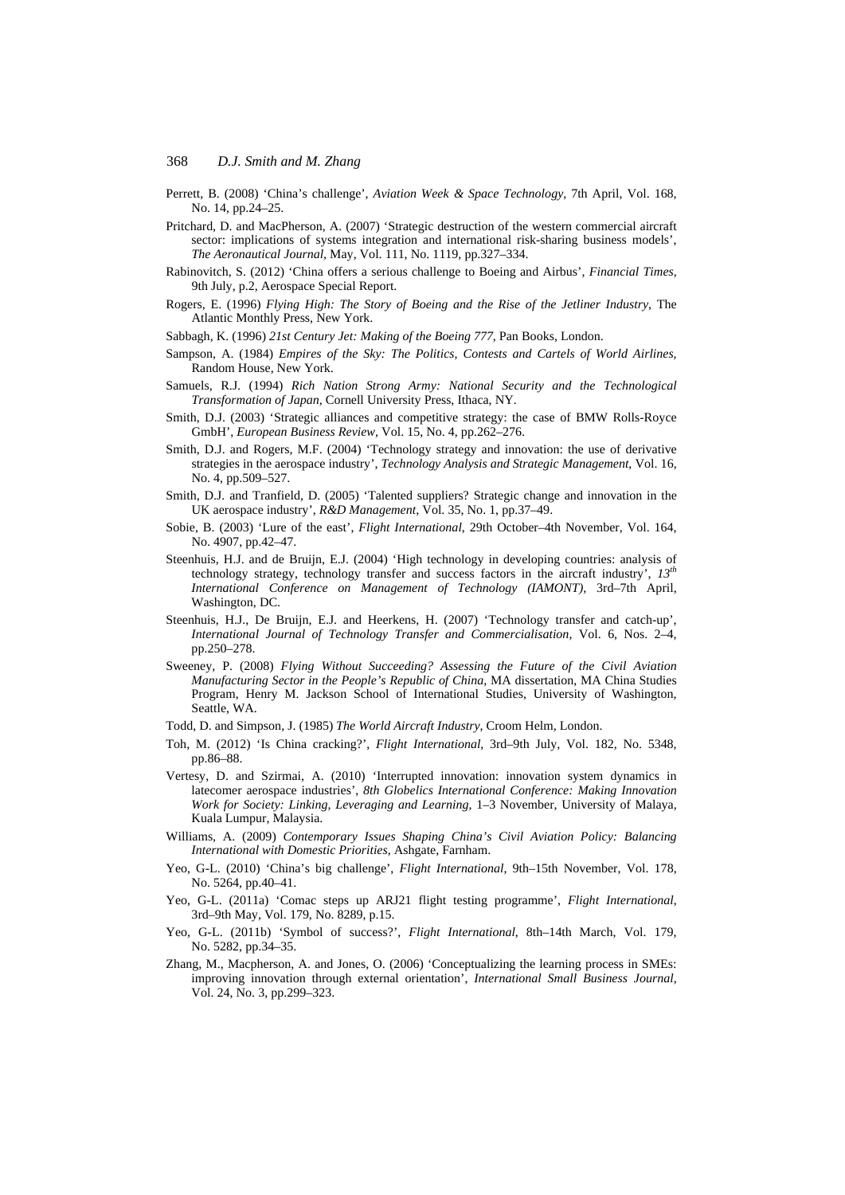Perrett, B. (2008) 'China's challenge', *Aviation Week & Space Technology*, 7th April, Vol. 168, No. 14, pp.24–25.

Pritchard, D. and MacPherson, A. (2007) 'Strategic destruction of the western commercial aircraft sector: implications of systems integration and international risk-sharing business models', *The Aeronautical Journal*, May, Vol. 111, No. 1119, pp.327–334.

Rabinovitch, S. (2012) 'China offers a serious challenge to Boeing and Airbus', *Financial Times*, 9th July, p.2, Aerospace Special Report.

Rogers, E. (1996) *Flying High: The Story of Boeing and the Rise of the Jetliner Industry*, The Atlantic Monthly Press, New York.

Sabbagh, K. (1996) *21st Century Jet: Making of the Boeing 777*, Pan Books, London.

Sampson, A. (1984) *Empires of the Sky: The Politics, Contests and Cartels of World Airlines*, Random House, New York.

Samuels, R.J. (1994) *Rich Nation Strong Army: National Security and the Technological Transformation of Japan*, Cornell University Press, Ithaca, NY.

Smith, D.J. (2003) 'Strategic alliances and competitive strategy: the case of BMW Rolls-Royce GmbH', *European Business Review*, Vol. 15, No. 4, pp.262–276.

Smith, D.J. and Rogers, M.F. (2004) 'Technology strategy and innovation: the use of derivative strategies in the aerospace industry', *Technology Analysis and Strategic Management*, Vol. 16, No. 4, pp.509–527.

Smith, D.J. and Tranfield, D. (2005) 'Talented suppliers? Strategic change and innovation in the UK aerospace industry', *R&D Management*, Vol. 35, No. 1, pp.37–49.

Sobie, B. (2003) 'Lure of the east', *Flight International*, 29th October–4th November, Vol. 164, No. 4907, pp.42–47.

Steenhuis, H.J. and de Bruijn, E.J. (2004) 'High technology in developing countries: analysis of technology strategy, technology transfer and success factors in the aircraft industry', *13th International Conference on Management of Technology (IAMONT)*, 3rd–7th April, Washington, DC.

Steenhuis, H.J., De Bruijn, E.J. and Heerkens, H. (2007) 'Technology transfer and catch-up', *International Journal of Technology Transfer and Commercialisation*, Vol. 6, Nos. 2–4, pp.250–278.

Sweeney, P. (2008) *Flying Without Succeeding? Assessing the Future of the Civil Aviation Manufacturing Sector in the People's Republic of China*, MA dissertation, MA China Studies Program, Henry M. Jackson School of International Studies, University of Washington, Seattle, WA.

Todd, D. and Simpson, J. (1985) *The World Aircraft Industry*, Croom Helm, London.

Toh, M. (2012) 'Is China cracking?', *Flight International*, 3rd–9th July, Vol. 182, No. 5348, pp.86–88.

Vertesy, D. and Szirmai, A. (2010) 'Interrupted innovation: innovation system dynamics in latecomer aerospace industries', *8th Globelics International Conference: Making Innovation Work for Society: Linking, Leveraging and Learning*, 1–3 November, University of Malaya, Kuala Lumpur, Malaysia.

Williams, A. (2009) *Contemporary Issues Shaping China's Civil Aviation Policy: Balancing International with Domestic Priorities*, Ashgate, Farnham.

Yeo, G-L. (2010) 'China's big challenge', *Flight International*, 9th–15th November, Vol. 178, No. 5264, pp.40–41.

Yeo, G-L. (2011a) 'Comac steps up ARJ21 flight testing programme', *Flight International*, 3rd–9th May, Vol. 179, No. 8289, p.15.

Yeo, G-L. (2011b) 'Symbol of success?', *Flight International*, 8th–14th March, Vol. 179, No. 5282, pp.34–35.

Zhang, M., Macpherson, A. and Jones, O. (2006) 'Conceptualizing the learning process in SMEs: improving innovation through external orientation', *International Small Business Journal*, Vol. 24, No. 3, pp.299–323.